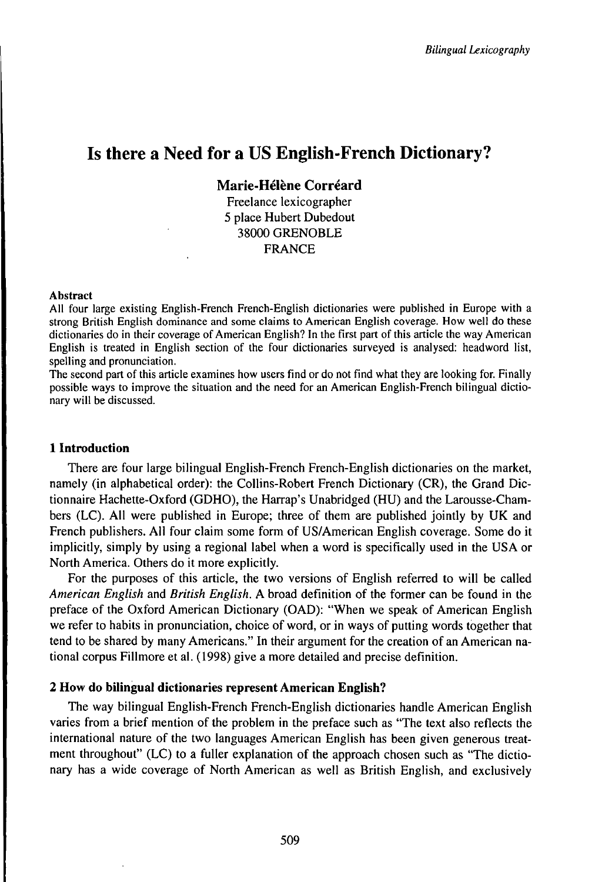# Is there a Need for a US English-French Dictionary?

**Marie-Hélène Corréard**

Freelance lexicographer
5 place Hubert Dubedout
38000 GRENOBLE
FRANCE

**Abstract**

All four large existing English-French French-English dictionaries were published in Europe with a strong British English dominance and some claims to American English coverage. How well do these dictionaries do in their coverage of American English? In the first part of this article the way American English is treated in English section of the four dictionaries surveyed is analysed: headword list, spelling and pronunciation.

The second part of this article examines how users find or do not find what they are looking for. Finally possible ways to improve the situation and the need for an American English-French bilingual dictionary will be discussed.

## 1 Introduction

There are four large bilingual English-French French-English dictionaries on the market, namely (in alphabetical order): the Collins-Robert French Dictionary (CR), the Grand Dictionnaire Hachette-Oxford (GDHO), the Harrap's Unabridged (HU) and the Larousse-Chambers (LC). All were published in Europe; three of them are published jointly by UK and French publishers. All four claim some form of US/American English coverage. Some do it implicitly, simply by using a regional label when a word is specifically used in the USA or North America. Others do it more explicitly.

For the purposes of this article, the two versions of English referred to will be called *American English* and *British English*. A broad definition of the former can be found in the preface of the Oxford American Dictionary (OAD): "When we speak of American English we refer to habits in pronunciation, choice of word, or in ways of putting words together that tend to be shared by many Americans." In their argument for the creation of an American national corpus Fillmore et al. (1998) give a more detailed and precise definition.

## 2 How do bilingual dictionaries represent American English?

The way bilingual English-French French-English dictionaries handle American English varies from a brief mention of the problem in the preface such as "The text also reflects the international nature of the two languages American English has been given generous treatment throughout" (LC) to a fuller explanation of the approach chosen such as "The dictionary has a wide coverage of North American as well as British English, and exclusively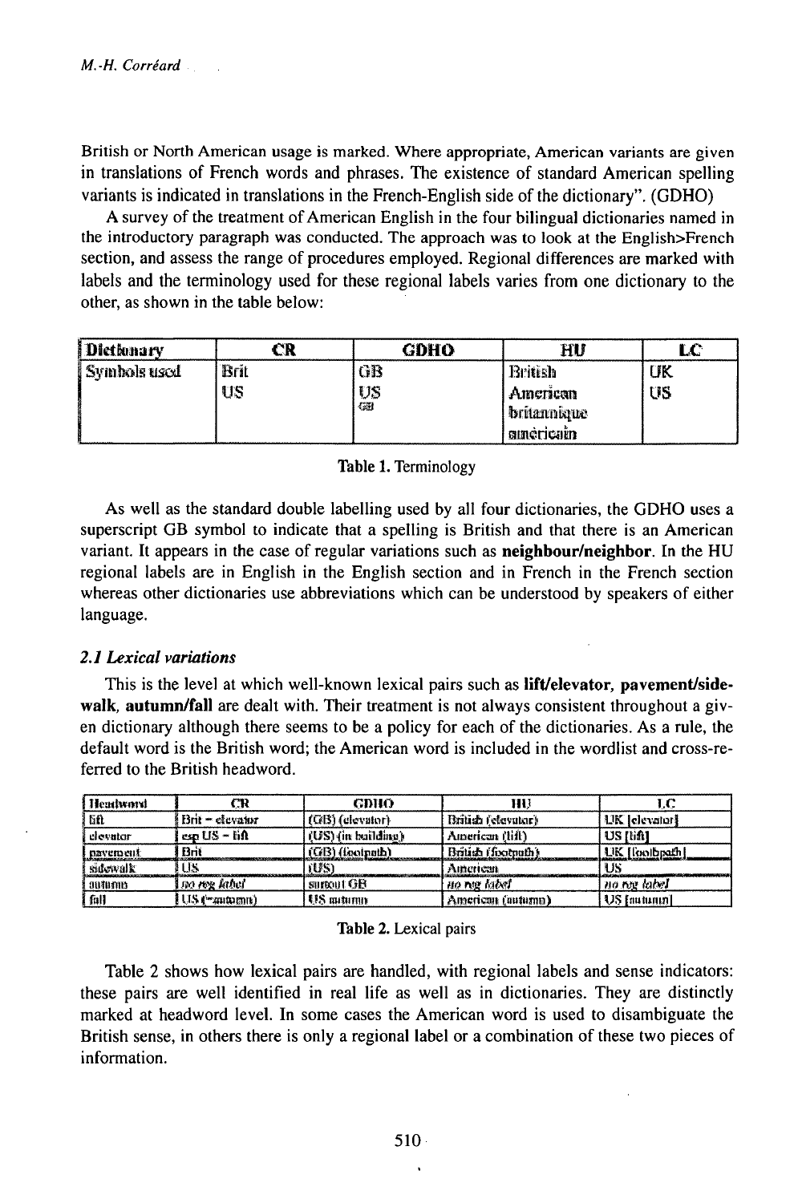British or North American usage is marked. Where appropriate, American variants are given in translations of French words and phrases. The existence of standard American spelling variants is indicated in translations in the French-English side of the dictionary". (GDHO)

A survey of the treatment of American English in the four bilingual dictionaries named in the introductory paragraph was conducted. The approach was to look at the English>French section, and assess the range of procedures employed. Regional differences are marked with labels and the terminology used for these regional labels varies from one dictionary to the other, as shown in the table below:

| Dictionary | CR | GDHO | HU | LC |
|---|---|---|---|---|
| Symbols used | Brit<br>US | GB<br>US<br>$^{GB}$ | British<br>American<br>britannique<br>américain | UK<br>US |

Table 1. Terminology

As well as the standard double labelling used by all four dictionaries, the GDHO uses a superscript GB symbol to indicate that a spelling is British and that there is an American variant. It appears in the case of regular variations such as **neighbour/neighbor**. In the HU regional labels are in English in the English section and in French in the French section whereas other dictionaries use abbreviations which can be understood by speakers of either language.

### *2.1 Lexical variations*

This is the level at which well-known lexical pairs such as **lift/elevator, pavement/sidewalk, autumn/fall** are dealt with. Their treatment is not always consistent throughout a given dictionary although there seems to be a policy for each of the dictionaries. As a rule, the default word is the British word; the American word is included in the wordlist and cross-referred to the British headword.

| Headword | CR | GDHO | HU | LC |
|---|---|---|---|---|
| lift | Brit = elevator | (GB) (elevator) | British (elevator) | UK [elevator] |
| elevator | esp US = lift | (US) (in building) | American (lift) | US [lift] |
| pavement | Brit | (GB) (footpath) | British (footpath) | UK [footpath] |
| sidewalk | US | (US) | American | US |
| autumn | *no reg label* | surtout GB | *no reg label* | *no reg label* |
| fall | US (=autumn) | US autumn | American (autumn) | US [autumn] |

Table 2. Lexical pairs

Table 2 shows how lexical pairs are handled, with regional labels and sense indicators: these pairs are well identified in real life as well as in dictionaries. They are distinctly marked at headword level. In some cases the American word is used to disambiguate the British sense, in others there is only a regional label or a combination of these two pieces of information.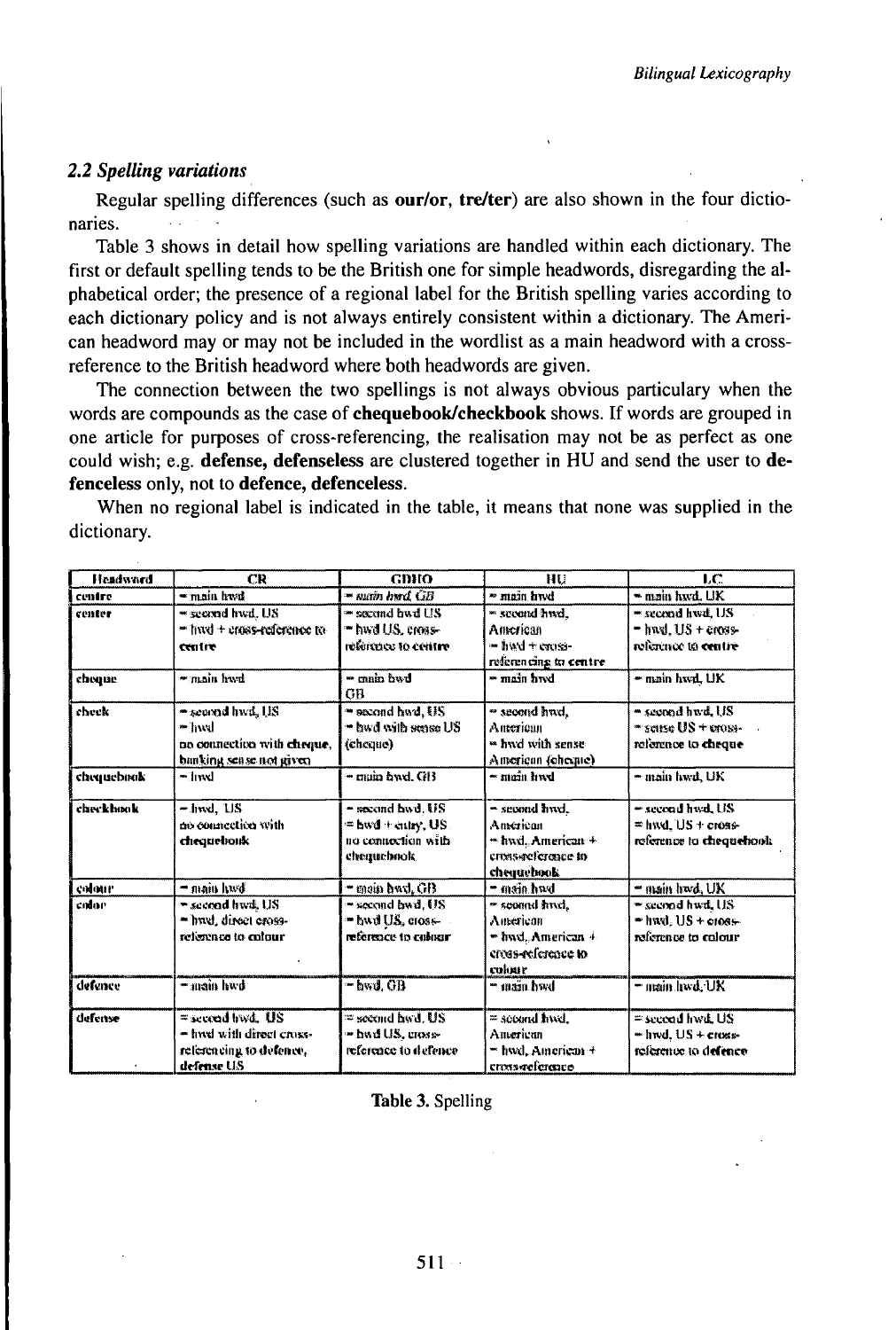## 2.2 Spelling variations

Regular spelling differences (such as **our/or**, **tre/ter**) are also shown in the four dictionaries.

Table 3 shows in detail how spelling variations are handled within each dictionary. The first or default spelling tends to be the British one for simple headwords, disregarding the alphabetical order; the presence of a regional label for the British spelling varies according to each dictionary policy and is not always entirely consistent within a dictionary. The American headword may or may not be included in the wordlist as a main headword with a cross-reference to the British headword where both headwords are given.

The connection between the two spellings is not always obvious particulary when the words are compounds as the case of **chequebook/checkbook** shows. If words are grouped in one article for purposes of cross-referencing, the realisation may not be as perfect as one could wish; e.g. **defense, defenseless** are clustered together in HU and send the user to **defenceless** only, not to **defence, defenceless**.

When no regional label is indicated in the table, it means that none was supplied in the dictionary.

| Headword | CR | GDHO | HU | LC |
|---|---|---|---|---|
| centre | = main hwd | = *main hwd, GB* | = main hwd | = main hwd, UK |
| center | = second hwd, US<br>= hwd + cross-reference to **centre** | = second hwd US<br>= hwd US, cross-reference to **centre** | = second hwd, American<br>= hwd + cross-referencing to **centre** | = second hwd, US<br>= hwd, US + cross-reference to **centre** |
| cheque | = main hwd | = main hwd GB | = main hwd | = main hwd, UK |
| check | = second hwd, US<br>= hwd<br>no connection with **cheque**, banking sense not given | = second hwd, US<br>= hwd with sense US (cheque) | = second hwd, American<br>= hwd with sense American (cheque) | = second hwd, US<br>= sense US + cross-reference to **cheque** |
| chequebook | = hwd | = main hwd, GB | = main hwd | = main hwd, UK |
| checkbook | = hwd, US<br>no connection with **chequebook** | = second hwd, US<br>= hwd + entry, US<br>no connection with chequebook | = second hwd, American<br>= hwd, American + cross-reference to **chequebook** | = second hwd, US<br>= hwd, US + cross-reference to **chequebook** |
| colour | = main hwd | = main hwd, GB | = main hwd | = main hwd, UK |
| color | = second hwd, US<br>= hwd, direct cross-reference to colour | = second hwd, US<br>= hwd US, cross-reference to **colour** | = second hwd, American<br>= hwd, American + cross-reference to **colour** | = second hwd, US<br>= hwd, US + cross-reference to colour |
| defence | = main hwd | = hwd, GB | = main hwd | = main hwd, UK |
| defense | = second hwd, US<br>= hwd with direct cross-referencing to **defence**, **defense** US | = second hwd, US<br>= hwd US, cross-reference to **defence** | = second hwd, American<br>= hwd, American + cross-reference | = second hwd, US<br>= hwd, US + cross-reference to **defence** |

**Table 3.** Spelling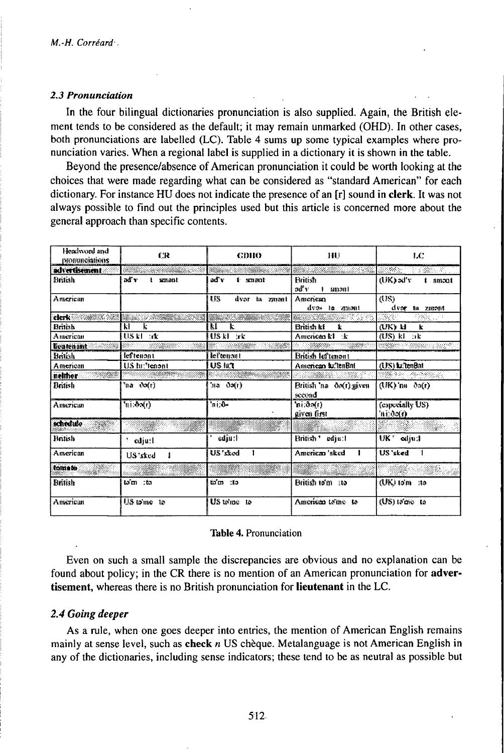### 2.3 Pronunciation

In the four bilingual dictionaries pronunciation is also supplied. Again, the British element tends to be considered as the default; it may remain unmarked (OHD). In other cases, both pronunciations are labelled (LC). Table 4 sums up some typical examples where pronunciation varies. When a regional label is supplied in a dictionary it is shown in the table.

Beyond the presence/absence of American pronunciation it could be worth looking at the choices that were made regarding what can be considered as "standard American" for each dictionary. For instance HU does not indicate the presence of an [r] sound in **clerk**. It was not always possible to find out the principles used but this article is concerned more about the general approach than specific contents.

| Headword and pronunciations | CR | CDHO | HU | LC |
|---|---|---|---|---|
| **advertisement** | | | | |
| British | əd'v t smənt | əd'v t smənt | British əd'v t smənt | (UK) əd'v t smənt |
| American | | US dvər tə zmənt | American dvə tə zmənt | (US) dvər tə zmənt |
| **clerk** | | | | |
| British | kl k | kl k | British kl k | (UK) kl k |
| American | US kl rk | US kl rk | American kl k | (US) kl rk |
| **lieutenant** | | | | |
| British | lef'tenənt | lef'tenənt | British lef'tenənt | |
| American | US lu:'tenənt | US lu:t | American lu:'tenənt | (US) lu:'tenənt |
| **neither** | | | | |
| British | 'na ðə(r) | 'na ðə(r) | British 'na ðə(r) given second | (UK) 'na ðə(r) |
| American | 'ni:ðə(r) | 'ni:ðə | 'ni:ðə(r) given first | (especially US) 'ni:ðə(r) |
| **schedule** | | | | |
| British | ' edju:l | ' edju:l | British ' edju:l | UK ' edju:l |
| American | US 'sked l | US 'sked l | American 'sked l | US 'sked l |
| **tomato** | | | | |
| British | tə'm :tə | tə'm :tə | British tə'm :tə | (UK) tə'm :tə |
| American | US tə'me tə | US tə'me tə | American tə'me tə | (US) tə'me tə |

**Table 4.** Pronunciation

Even on such a small sample the discrepancies are obvious and no explanation can be found about policy; in the CR there is no mention of an American pronunciation for **advertisement,** whereas there is no British pronunciation for **lieutenant** in the LC.

### 2.4 Going deeper

As a rule, when one goes deeper into entries, the mention of American English remains mainly at sense level, such as **check** *n* US chèque. Metalanguage is not American English in any of the dictionaries, including sense indicators; these tend to be as neutral as possible but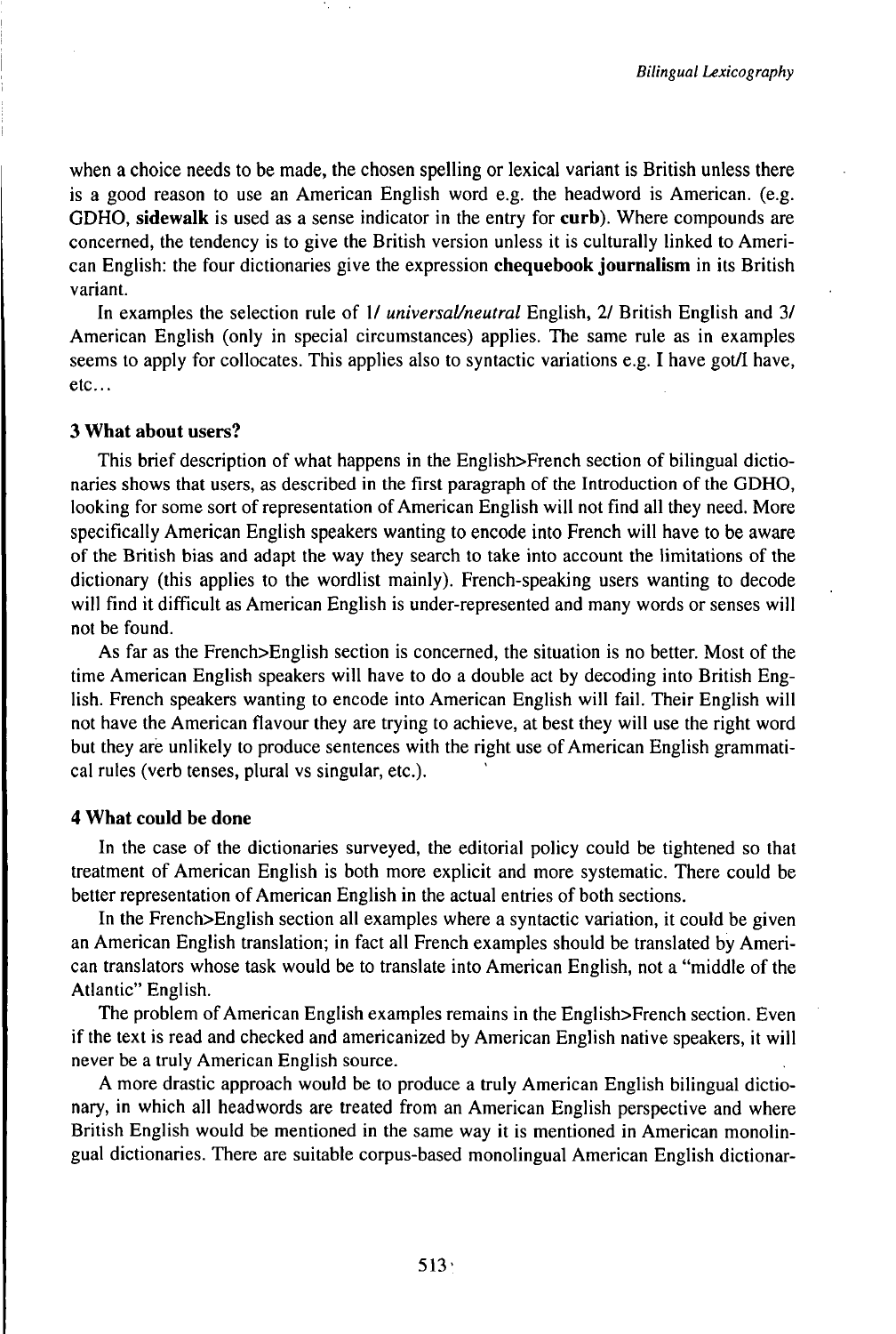when a choice needs to be made, the chosen spelling or lexical variant is British unless there is a good reason to use an American English word e.g. the headword is American. (e.g. GDHO, **sidewalk** is used as a sense indicator in the entry for **curb**). Where compounds are concerned, the tendency is to give the British version unless it is culturally linked to American English: the four dictionaries give the expression **chequebook journalism** in its British variant.

In examples the selection rule of 1/ *universal/neutral* English, 2/ British English and 3/ American English (only in special circumstances) applies. The same rule as in examples seems to apply for collocates. This applies also to syntactic variations e.g. I have got/I have, etc...

## 3 What about users?

This brief description of what happens in the English>French section of bilingual dictionaries shows that users, as described in the first paragraph of the Introduction of the GDHO, looking for some sort of representation of American English will not find all they need. More specifically American English speakers wanting to encode into French will have to be aware of the British bias and adapt the way they search to take into account the limitations of the dictionary (this applies to the wordlist mainly). French-speaking users wanting to decode will find it difficult as American English is under-represented and many words or senses will not be found.

As far as the French>English section is concerned, the situation is no better. Most of the time American English speakers will have to do a double act by decoding into British English. French speakers wanting to encode into American English will fail. Their English will not have the American flavour they are trying to achieve, at best they will use the right word but they are unlikely to produce sentences with the right use of American English grammatical rules (verb tenses, plural vs singular, etc.).

## 4 What could be done

In the case of the dictionaries surveyed, the editorial policy could be tightened so that treatment of American English is both more explicit and more systematic. There could be better representation of American English in the actual entries of both sections.

In the French>English section all examples where a syntactic variation, it could be given an American English translation; in fact all French examples should be translated by American translators whose task would be to translate into American English, not a "middle of the Atlantic" English.

The problem of American English examples remains in the English>French section. Even if the text is read and checked and americanized by American English native speakers, it will never be a truly American English source.

A more drastic approach would be to produce a truly American English bilingual dictionary, in which all headwords are treated from an American English perspective and where British English would be mentioned in the same way it is mentioned in American monolingual dictionaries. There are suitable corpus-based monolingual American English dictionar-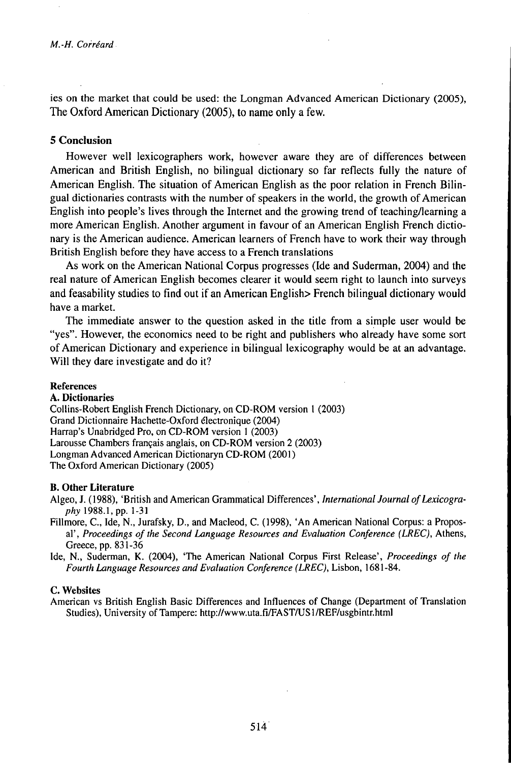ies on the market that could be used: the Longman Advanced American Dictionary (2005), The Oxford American Dictionary (2005), to name only a few.

## 5 Conclusion

However well lexicographers work, however aware they are of differences between American and British English, no bilingual dictionary so far reflects fully the nature of American English. The situation of American English as the poor relation in French Bilingual dictionaries contrasts with the number of speakers in the world, the growth of American English into people's lives through the Internet and the growing trend of teaching/learning a more American English. Another argument in favour of an American English French dictionary is the American audience. American learners of French have to work their way through British English before they have access to a French translations

As work on the American National Corpus progresses (Ide and Suderman, 2004) and the real nature of American English becomes clearer it would seem right to launch into surveys and feasability studies to find out if an American English> French bilingual dictionary would have a market.

The immediate answer to the question asked in the title from a simple user would be "yes". However, the economics need to be right and publishers who already have some sort of American Dictionary and experience in bilingual lexicography would be at an advantage. Will they dare investigate and do it?

## References

### A. Dictionaries

Collins-Robert English French Dictionary, on CD-ROM version 1 (2003)
Grand Dictionnaire Hachette-Oxford électronique (2004)
Harrap's Unabridged Pro, on CD-ROM version 1 (2003)
Larousse Chambers français anglais, on CD-ROM version 2 (2003)
Longman Advanced American Dictionaryn CD-ROM (2001)
The Oxford American Dictionary (2005)

### B. Other Literature

Algeo, J. (1988), 'British and American Grammatical Differences', *International Journal of Lexicography* 1988.1, pp. 1-31

Fillmore, C., Ide, N., Jurafsky, D., and Macleod, C. (1998), 'An American National Corpus: a Proposal', *Proceedings of the Second Language Resources and Evaluation Conference (LREC)*, Athens, Greece, pp. 831-36

Ide, N., Suderman, K. (2004), 'The American National Corpus First Release', *Proceedings of the Fourth Language Resources and Evaluation Conference (LREC)*, Lisbon, 1681-84.

### C. Websites

American vs British English Basic Differences and Influences of Change (Department of Translation Studies), University of Tampere: http://www.uta.fi/FAST/US1/REF/usgbintr.html